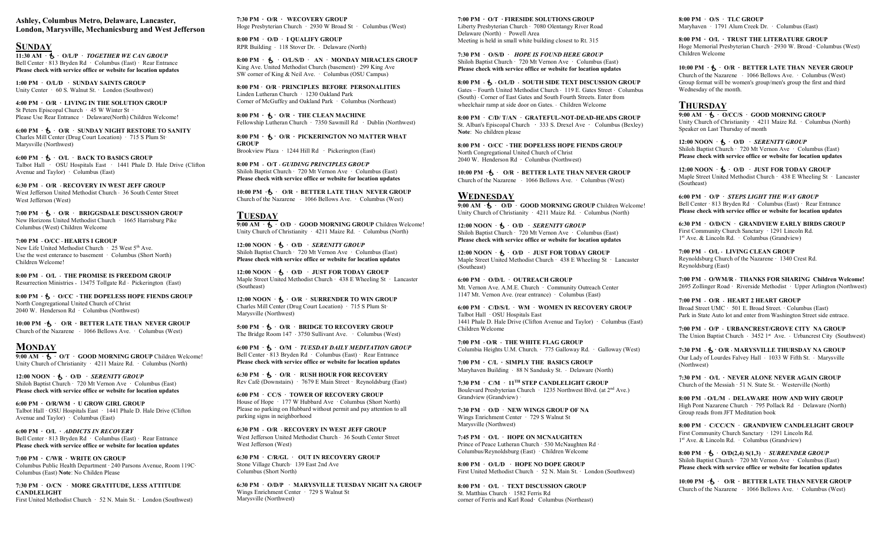**Ashley, Columbus Metro, Delaware, Lancaster, London, Marysville, Mechanicsburg and West Jefferson**

## SUNDAY

**11:30 AM · ♿ · O/L/P · *TOGETHER WE CAN GROUP***
Bell Center · 813 Bryden Rd · Columbus (East) · Rear Entrance
**Please check with service office or website for location updates**

**1:00 PM · O/L/D · SUNDAY SAINTS GROUP**
Unity Center · 60 S. Walnut St. · London (Southwest)

**4:00 PM · O/R · LIVING IN THE SOLUTION GROUP**
St Peters Episcopal Church · 45 W Winter St ·
Please Use Rear Entrance · Delaware(North) Children Welcome!

**6:00 PM · ♿ · O/R · SUNDAY NIGHT RESTORE TO SANITY**
Charles Mill Center (Drug Court Location) · 715 S Plum St·
Marysville (Northwest)

**6:00 PM · ♿ · O/L · BACK TO BASICS GROUP**
Talbot Hall · OSU Hospitals East · 1441 Phale D. Hale Drive (Clifton Avenue and Taylor) · Columbus (East)

**6:30 PM · O/R · RECOVERY IN WEST JEFF GROUP**
West Jefferson United Methodist Church · 36 South Center Street
West Jefferson (West)

**7:00 PM · ♿ · O/R · BRIGGSDALE DISCUSSION GROUP**
New Horizons United Methodist Church · 1665 Harrisburg Pike
Columbus (West) Children Welcome

**7:00 PM · O/CC · HEARTS I GROUP**
New Life United Methodist Church · 25 West 5th Ave.
Use the west enterance to basement · Columbus (Short North)
Children Welcome!

**8:00 PM · O/L · THE PROMISE IS FREEDOM GROUP**
Resurrection Ministries · 13475 Tollgate Rd · Pickerington (East)

**8:00 PM · ♿ · O/CC · THE DOPELESS HOPE FIENDS GROUP**
North Congregational United Church of Christ
2040 W. Henderson Rd · Columbus (Northwest)

**10:00 PM ·♿ · O/R · BETTER LATE THAN NEVER GROUP**
Church of the Nazarene · 1066 Bellows Ave. · Columbus (West)

## MONDAY

**9:00 AM · ♿ · O/T · GOOD MORNING GROUP** Children Welcome!
Unity Church of Christianity · 4211 Maize Rd. · Columbus (North)

**12:00 NOON · ♿ · O/D · *SERENITY GROUP***
Shiloh Baptist Church · 720 Mt Vernon Ave · Columbus (East)
**Please check with service office or website for location updates**

**6:00 PM · O/R/WM · U GROW GIRL GROUP**
Talbot Hall · OSU Hospitals East · 1441 Phale D. Hale Drive (Clifton Avenue and Taylor) · Columbus (East)

**6:00 PM · O/L · *ADDICTS IN RECOVERY***
Bell Center · 813 Bryden Rd · Columbus (East) · Rear Entrance
**Please check with service office or website for location updates**

**7:00 PM · C/WR · WRITE ON GROUP**
Columbus Public Health Department · 240 Parsons Avenue, Room 119C·
Columbus (East) **Note**: No Children Please

**7:30 PM · O/CN · MORE GRATITUDE, LESS ATTITUDE CANDLELIGHT**
First United Methodist Church · 52 N. Main St. · London (Southwest)

**7:30 PM · O/R · WECOVERY GROUP**
Hoge Presbyterian Church · 2930 W Broad St · Columbus (West)

**8:00 PM · O/D · I QUALIFY GROUP**
RPR Building · 118 Stover Dr. · Delaware (North)

**8:00 PM · ♿ · O/L/S/D · AN · MONDAY MIRACLES GROUP**
King Ave. United Methodist Church (basement) · 299 King Ave
SW corner of King & Neil Ave. · Columbus (OSU Campus)

**8:00 PM · O/R · PRINCIPLES BEFORE PERSONALITIES**
Linden Lutheran Church · 1230 Oakland Park
Corner of McGuffey and Oakland Park · Columbus (Northeast)

**8:00 PM · ♿ · O/R · THE CLEAN MACHINE**
Fellowship Lutheran Church · 7350 Sawmill Rd · Dublin (Northwest)

**8:00 PM · ♿ · O/R · PICKERINGTON NO MATTER WHAT GROUP**
Brookview Plaza · 1244 Hill Rd · Pickerington (East)

**8:00 PM · O/T · *GUIDING PRINCIPLES GROUP***
Shiloh Baptist Church · 720 Mt Vernon Ave · Columbus (East)
**Please check with service office or website for location updates**

**10:00 PM ·♿ · O/R · BETTER LATE THAN NEVER GROUP**
Church of the Nazarene · 1066 Bellows Ave. · Columbus (West)

## TUESDAY

**9:00 AM · ♿ · O/D · GOOD MORNING GROUP** Children Welcome!
Unity Church of Christianity · 4211 Maize Rd. · Columbus (North)

**12:00 NOON · ♿ · O/D · *SERENITY GROUP***
Shiloh Baptist Church · 720 Mt Vernon Ave · Columbus (East)
**Please check with service office or website for location updates**

**12:00 NOON · ♿ · O/D · JUST FOR TODAY GROUP**
Maple Street United Methodist Church · 438 E Wheeling St · Lancaster (Southeast)

**12:00 NOON · ♿ · O/R · SURRENDER TO WIN GROUP**
Charles Mill Center (Drug Court Location) · 715 S Plum St·
Marysville (Northwest)

**5:00 PM · ♿ · O/R · BRIDGE TO RECOVERY GROUP**
The Bridge Room 147 · 3750 Sullivant Ave. · Columbus (West)

**6:00 PM · ♿ · O/M · *TUESDAY DAILY MEDITATION GROUP***
Bell Center · 813 Bryden Rd · Columbus (East) · Rear Entrance
**Please check with service office or website for location updates**

**6:30 PM · ♿ · O/R · RUSH HOUR FOR RECOVERY**
Rev Café (Downstairs) · 7679 E Main Street · Reynoldsburg (East)

**6:00 PM · CC/S · TOWER OF RECOVERY GROUP**
House of Hope · 177 W Hubbard Ave · Columbus (Short North)
Please no parking on Hubbard without permit and pay attention to all parking signs in neighborhood

**6:30 PM · O/R · RECOVERY IN WEST JEFF GROUP**
West Jefferson United Methodist Church · 36 South Center Street
West Jefferson (West)

**6:30 PM · C/R/GL · OUT IN RECOVERY GROUP**
Stone Village Church· 139 East 2nd Ave
Columbus (Short North)

**6:30 PM · O/D/P · MARYSVILLE TUESDAY NIGHT NA GROUP**
Wings Enrichment Center · 729 S Walnut St
Marysville (Northwest)

**7:00 PM · O/T · FIRESIDE SOLUTIONS GROUP**
Liberty Presbyterian Church · 7080 Olentangy River Road
Delaware (North) · Powell Area
Meeting is held in small white building closest to Rt. 315

**7:30 PM · O/S/D · *HOPE IS FOUND HERE GROUP***
Shiloh Baptist Church · 720 Mt Vernon Ave · Columbus (East)
**Please check with service office or website for location updates**

**8:00 PM · ♿ · O/L/D · SOUTH SIDE TEXT DISCUSSION GROUP**
Gates – Fourth United Methodist Church · 119 E. Gates Street · Columbus (South) · Corner of East Gates and South Fourth Streets. Enter from wheelchair ramp at side door on Gates. · Children Welcome

**8:00 PM · C/D/ T/AN · GRATEFUL-NOT-DEAD-HEADS GROUP**
St. Alban's Episcopal Church · 333 S. Drexel Ave · Columbus (Bexley)
**Note**: No children please

**8:00 PM · O/CC · THE DOPELESS HOPE FIENDS GROUP**
North Congregational United Church of Christ
2040 W. Henderson Rd · Columbus (Northwest)

**10:00 PM ·♿ · O/R · BETTER LATE THAN NEVER GROUP**
Church of the Nazarene · 1066 Bellows Ave. · Columbus (West)

## WEDNESDAY

**9:00 AM · ♿ · O/D · GOOD MORNING GROUP** Children Welcome!
Unity Church of Christianity · 4211 Maize Rd. · Columbus (North)

**12:00 NOON · ♿ · O/D · *SERENITY GROUP***
Shiloh Baptist Church · 720 Mt Vernon Ave · Columbus (East)
**Please check with service office or website for location updates**

**12:00 NOON · ♿ · O/D · JUST FOR TODAY GROUP**
Maple Street United Methodist Church · 438 E Wheeling St · Lancaster (Southeast)

**6:00 PM · O/D/L · OUTREACH GROUP**
Mt. Vernon Ave. A.M.E. Church · Community Outreach Center
1147 Mt. Vernon Ave. (rear entrance) · Columbus (East)

**6:00 PM · C/D/S/L · WM · WOMEN IN RECOVERY GROUP**
Talbot Hall · OSU Hospitals East
1441 Phale D. Hale Drive (Clifton Avenue and Taylor) · Columbus (East)
Children Welcome

**7:00 PM · O/R · THE WHITE FLAG GROUP**
Columbia Heights U.M. Church. · 775 Galloway Rd. · Galloway (West)

**7:00 PM · C/L · SIMPLY THE BASICS GROUP**
Maryhaven Building · 88 N Sandusky St. · Delaware (North)

**7:30 PM · C/M · 11TH STEP CANDLELIGHT GROUP**
Boulevard Presbyterian Church · 1235 Northwest Blvd. (at 2nd Ave.)
Grandview (Grandview) ·

**7:30 PM · O/D · NEW WINGS GROUP OF NA**
Wings Enrichment Center · 729 S Walnut St
Marysville (Northwest)

**7:45 PM · O/L · HOPE ON MCNAUGHTEN**
Prince of Peace Lutheran Church · 530 McNaughten Rd ·
Columbus/Reynoldsburg (East) · Children Welcome

**8:00 PM · O/L/D · HOPE NO DOPE GROUP**
First United Methodist Church · 52 N. Main St. · London (Southwest)

**8:00 PM · O/L · TEXT DISCUSSION GROUP**
St. Matthias Church · 1582 Ferris Rd
corner of Ferris and Karl Road· Columbus (Northeast)

**8:00 PM · O/S · TLC GROUP**
Maryhaven · 1791 Alum Creek Dr. · Columbus (East)

**8:00 PM · O/L · TRUST THE LITERATURE GROUP**
Hoge Memorial Presbyterian Church · 2930 W. Broad · Columbus (West)
Children Welcome

**10:00 PM · ♿ · O/R · BETTER LATE THAN NEVER GROUP**
Church of the Nazarene · 1066 Bellows Ave. · Columbus (West)
Group format will be women's group/men's group the first and third Wednesday of the month.

## THURSDAY

**9:00 AM · ♿ · O/CC/S · GOOD MORNING GROUP**
Unity Church of Christianity · 4211 Maize Rd. · Columbus (North)
Speaker on Last Thursday of month

**12:00 NOON · ♿ · O/D · *SERENITY GROUP***
Shiloh Baptist Church · 720 Mt Vernon Ave · Columbus (East)
**Please check with service office or website for location updates**

**12:00 NOON · ♿ · O/D · JUST FOR TODAY GROUP**
Maple Street United Methodist Church · 438 E Wheeling St · Lancaster (Southeast)

**6:00 PM · O/P · *STEPS LIGHT THE WAY GROUP***
Bell Center · 813 Bryden Rd · Columbus (East) · Rear Entrance
**Please check with service office or website for location updates**

**6:30 PM · O/D/CN · GRANDVIEW EARLY BIRDS GROUP**
First Community Church Sanctary · 1291 Lincoln Rd.
1st Ave. & Lincoln Rd. · Columbus (Grandview)

**7:00 PM · O/L · LIVING CLEAN GROUP**
Reynoldsburg Church of the Nazarene · 1340 Crest Rd.
Reynoldsburg (East)

**7:00 PM · O/WM/R · THANKS FOR SHARING Children Welcome!**
2695 Zollinger Road · Riverside Methodist · Upper Arlington (Northwest)

**7:00 PM · O/R · HEART 2 HEART GROUP**
Broad Street UMC · 501 E. Broad Street. · Columbus (East)
Park in State Auto lot and enter from Washington Street side entrace.

**7:00 PM · O/P · URBANCREST/GROVE CITY NA GROUP**
The Union Baptist Church · 3452 1st Ave. · Urbancrest City (Southwest)

**7:30 PM · ♿ · O/R · MARYSVILLE THURSDAY NA GROUP**
Our Lady of Lourdes Falvey Hall · 1033 W Fifth St. · Marysville (Northwest)

**7:30 PM · O/L · NEVER ALONE NEVER AGAIN GROUP**
Church of the Messiah · 51 N. State St. · Westerville (North)

**8:00 PM · O/L/M · DELAWARE HOW AND WHY GROUP**
High Pont Nazarene Church · 795 Pollack Rd · Delaware (North)
Group reads from JFT Meditation book

**8:00 PM · C/CC/CN · GRANDVIEW CANDLELIGHT GROUP**
First Community Church Sanctary · 1291 Lincoln Rd.
1st Ave. & Lincoln Rd. · Columbus (Grandview)

**8:00 PM · ♿ · O/D(2,4) S(1,3) · *SURRENDER GROUP***
Shiloh Baptist Church · 720 Mt Vernon Ave · Columbus (East)
**Please check with service office or website for location updates**

**10:00 PM ·♿ · O/R · BETTER LATE THAN NEVER GROUP**
Church of the Nazarene · 1066 Bellows Ave. · Columbus (West)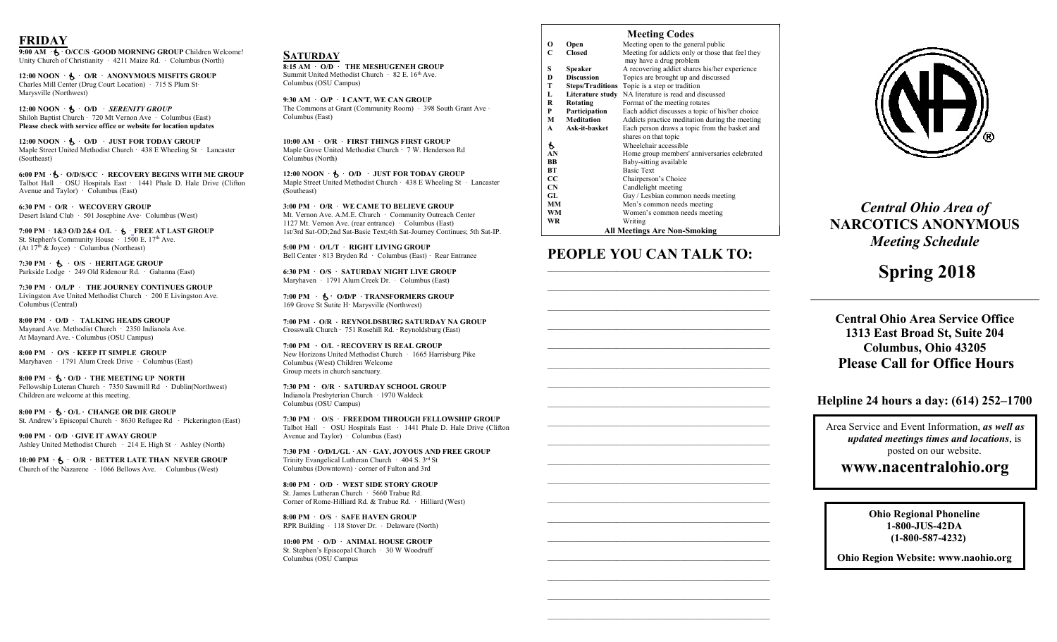## FRIDAY

**9:00 AM · ♿ · O/CC/S · GOOD MORNING GROUP** Children Welcome!
Unity Church of Christianity · 4211 Maize Rd. · Columbus (North)

**12:00 NOON · ♿ · O/R · ANONYMOUS MISFITS GROUP**
Charles Mill Center (Drug Court Location) · 715 S Plum St· Marysville (Northwest)

**12:00 NOON · ♿ · O/D · *SERENITY GROUP***
Shiloh Baptist Church · 720 Mt Vernon Ave · Columbus (East)
**Please check with service office or website for location updates**

**12:00 NOON · ♿ · O/D · JUST FOR TODAY GROUP**
Maple Street United Methodist Church · 438 E Wheeling St · Lancaster (Southeast)

**6:00 PM · ♿ · O/D/S/CC · RECOVERY BEGINS WITH ME GROUP**
Talbot Hall · OSU Hospitals East · 1441 Phale D. Hale Drive (Clifton Avenue and Taylor) · Columbus (East)

**6:30 PM · O/R · WECOVERY GROUP**
Desert Island Club · 501 Josephine Ave· Columbus (West)

**7:00 PM · 1&3 O/D 2&4 O/L · ♿ · FREE AT LAST GROUP**
St. Stephen's Community House · 1500 E. 17th Ave.
(At 17th & Joyce) · Columbus (Northeast)

**7:30 PM · ♿ · O/S · HERITAGE GROUP**
Parkside Lodge · 249 Old Ridenour Rd. · Gahanna (East)

**7:30 PM · O/L/P · THE JOURNEY CONTINUES GROUP**
Livingston Ave United Methodist Church · 200 E Livingston Ave. Columbus (Central)

**8:00 PM · O/D · TALKING HEADS GROUP**
Maynard Ave. Methodist Church · 2350 Indianola Ave.
At Maynard Ave. · Columbus (OSU Campus)

**8:00 PM · O/S · KEEP IT SIMPLE GROUP**
Maryhaven · 1791 Alum Creek Drive · Columbus (East)

**8:00 PM · ♿ · O/D · THE MEETING UP NORTH**
Fellowship Luteran Church · 7350 Sawmill Rd · Dublin(Northwest)
Children are welcome at this meeting.

**8:00 PM · ♿ · O/L · CHANGE OR DIE GROUP**
St. Andrew's Episcopal Church · 8630 Refugee Rd · Pickerington (East)

**9:00 PM · O/D · GIVE IT AWAY GROUP**
Ashley United Methodist Church · 214 E. High St · Ashley (North)

**10:00 PM · ♿ · O/R · BETTER LATE THAN NEVER GROUP**
Church of the Nazarene · 1066 Bellows Ave. · Columbus (West)

## SATURDAY

**8:15 AM · O/D · THE MESHUGENEH GROUP**
Summit United Methodist Church · 82 E. 16th Ave.
Columbus (OSU Campus)

**9:30 AM · O/P · I CAN'T, WE CAN GROUP**
The Commons at Grant (Community Room) · 398 South Grant Ave · Columbus (East)

**10:00 AM · O/R · FIRST THINGS FIRST GROUP**
Maple Grove United Methodist Church · 7 W. Henderson Rd
Columbus (North)

**12:00 NOON · ♿ · O/D · JUST FOR TODAY GROUP**
Maple Street United Methodist Church · 438 E Wheeling St · Lancaster (Southeast)

**3:00 PM · O/R · WE CAME TO BELIEVE GROUP**
Mt. Vernon Ave. A.M.E. Church · Community Outreach Center
1127 Mt. Vernon Ave. (rear entrance) · Columbus (East)
1st/3rd Sat-OD;2nd Sat-Basic Text;4th Sat-Journey Continues; 5th Sat-IP.

**5:00 PM · O/L/T · RIGHT LIVING GROUP**
Bell Center · 813 Bryden Rd · Columbus (East) · Rear Entrance

**6:30 PM · O/S · SATURDAY NIGHT LIVE GROUP**
Maryhaven · 1791 Alum Creek Dr. · Columbus (East)

**7:00 PM · ♿ · O/D/P · TRANSFORMERS GROUP**
169 Grove St Sutite H· Marysville (Northwest)

**7:00 PM · O/R · REYNOLDSBURG SATURDAY NA GROUP**
Crosswalk Church · 751 Rosehill Rd. · Reynoldsburg (East)

**7:00 PM · O/L · RECOVERY IS REAL GROUP**
New Horizons United Methodist Church · 1665 Harrisburg Pike
Columbus (West) Children Welcome
Group meets in church sanctuary.

**7:30 PM · O/R · SATURDAY SCHOOL GROUP**
Indianola Presbyterian Church · 1970 Waldeck
Columbus (OSU Campus)

**7:30 PM · O/S · FREEDOM THROUGH FELLOWSHIP GROUP**
Talbot Hall · OSU Hospitals East · 1441 Phale D. Hale Drive (Clifton Avenue and Taylor) · Columbus (East)

**7:30 PM · O/D/L/GL · AN · GAY, JOYOUS AND FREE GROUP**
Trinity Evangelical Lutheran Church · 404 S. 3rd St
Columbus (Downtown) · corner of Fulton and 3rd

**8:00 PM · O/D · WEST SIDE STORY GROUP**
St. James Lutheran Church · 5660 Trabue Rd.
Corner of Rome-Hilliard Rd. & Trabue Rd. · Hilliard (West)

**8:00 PM · O/S · SAFE HAVEN GROUP**
RPR Building · 118 Stover Dr. · Delaware (North)

**10:00 PM · O/D · ANIMAL HOUSE GROUP**
St. Stephen's Episcopal Church · 30 W Woodruff
Columbus (OSU Campus

## Meeting Codes

| | | |
|---|---|---|
| **O** | **Open** | Meeting open to the general public |
| **C** | **Closed** | Meeting for addicts only or those that feel they may have a drug problem |
| **S** | **Speaker** | A recovering addict shares his/her experience |
| **D** | **Discussion** | Topics are brought up and discussed |
| **T** | **Steps/Traditions** | Topic is a step or tradition |
| **L** | **Literature study** | NA literature is read and discussed |
| **R** | **Rotating** | Format of the meeting rotates |
| **P** | **Participation** | Each addict discusses a topic of his/her choice |
| **M** | **Meditation** | Addicts practice meditation during the meeting |
| **A** | **Ask-it-basket** | Each person draws a topic from the basket and shares on that topic |
| ♿ | | Wheelchair accessible |
| **AN** | | Home group members' anniversaries celebrated |
| **BB** | | Baby-sitting available |
| **BT** | | Basic Text |
| **CC** | | Chairperson's Choice |
| **CN** | | Candlelight meeting |
| **GL** | | Gay / Lesbian common needs meeting |
| **MM** | | Men's common needs meeting |
| **WM** | | Women's common needs meeting |
| **WR** | | Writing |

**All Meetings Are Non-Smoking**

## PEOPLE YOU CAN TALK TO:

\_\_\_\_\_\_\_\_\_\_\_\_\_\_\_\_\_\_\_\_\_\_\_\_\_\_\_\_\_\_\_\_\_\_\_\_\_\_

\_\_\_\_\_\_\_\_\_\_\_\_\_\_\_\_\_\_\_\_\_\_\_\_\_\_\_\_\_\_\_\_\_\_\_\_\_\_

\_\_\_\_\_\_\_\_\_\_\_\_\_\_\_\_\_\_\_\_\_\_\_\_\_\_\_\_\_\_\_\_\_\_\_\_\_\_

\_\_\_\_\_\_\_\_\_\_\_\_\_\_\_\_\_\_\_\_\_\_\_\_\_\_\_\_\_\_\_\_\_\_\_\_\_\_

\_\_\_\_\_\_\_\_\_\_\_\_\_\_\_\_\_\_\_\_\_\_\_\_\_\_\_\_\_\_\_\_\_\_\_\_\_\_

*Central Ohio Area of*
**NARCOTICS ANONYMOUS**
*Meeting Schedule*

# Spring 2018

**Central Ohio Area Service Office**
**1313 East Broad St, Suite 204**
**Columbus, Ohio 43205**
**Please Call for Office Hours**

**Helpline 24 hours a day: (614) 252–1700**

Area Service and Event Information, ***as well as updated meetings times and locations***, is posted on our website.

## www.nacentralohio.org

**Ohio Regional Phoneline**
**1-800-JUS-42DA**
**(1-800-587-4232)**

**Ohio Region Website: www.naohio.org**